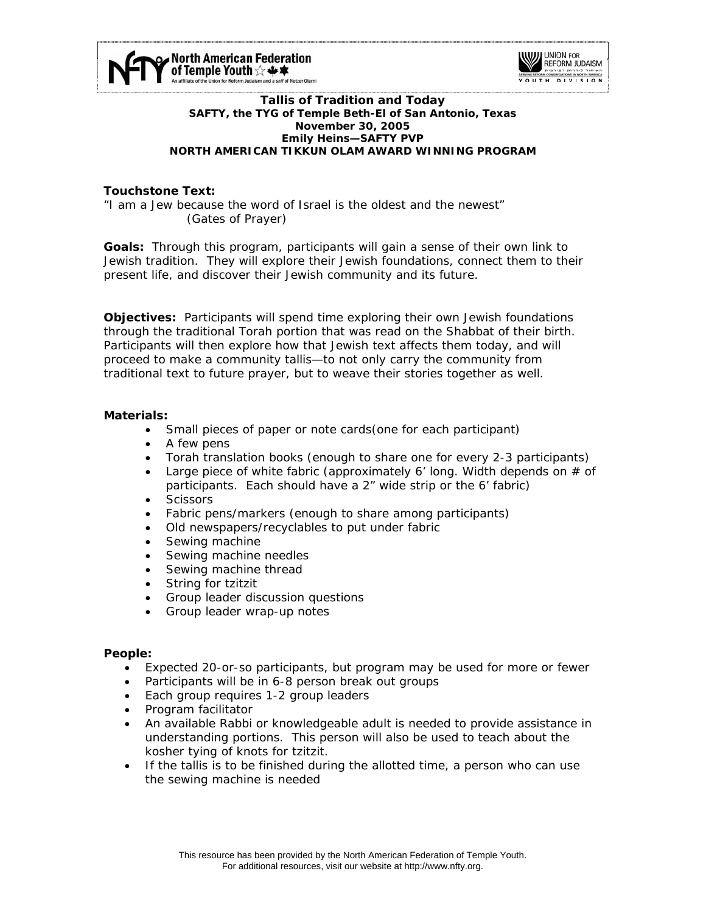**Tallis of Tradition and Today**
**SAFTY, the TYG of Temple Beth-El of San Antonio, Texas**
**November 30, 2005**
**Emily Heins—SAFTY PVP**
**NORTH AMERICAN TIKKUN OLAM AWARD WINNING PROGRAM**

**Touchstone Text:**
"I am a Jew because the word of Israel is the oldest and the newest"
(Gates of Prayer)

**Goals:** Through this program, participants will gain a sense of their own link to Jewish tradition. They will explore their Jewish foundations, connect them to their present life, and discover their Jewish community and its future.

**Objectives:** Participants will spend time exploring their own Jewish foundations through the traditional Torah portion that was read on the Shabbat of their birth. Participants will then explore how that Jewish text affects them today, and will proceed to make a community tallis—to not only carry the community from traditional text to future prayer, but to weave their stories together as well.

**Materials:**

- Small pieces of paper or note cards(one for each participant)
- A few pens
- Torah translation books (enough to share one for every 2-3 participants)
- Large piece of white fabric (approximately 6' long. Width depends on # of participants. Each should have a 2" wide strip or the 6' fabric)
- Scissors
- Fabric pens/markers (enough to share among participants)
- Old newspapers/recyclables to put under fabric
- Sewing machine
- Sewing machine needles
- Sewing machine thread
- String for tzitzit
- Group leader discussion questions
- Group leader wrap-up notes

**People:**

- Expected 20-or-so participants, but program may be used for more or fewer
- Participants will be in 6-8 person break out groups
- Each group requires 1-2 group leaders
- Program facilitator
- An available Rabbi or knowledgeable adult is needed to provide assistance in understanding portions. This person will also be used to teach about the kosher tying of knots for tzitzit.
- If the tallis is to be finished during the allotted time, a person who can use the sewing machine is needed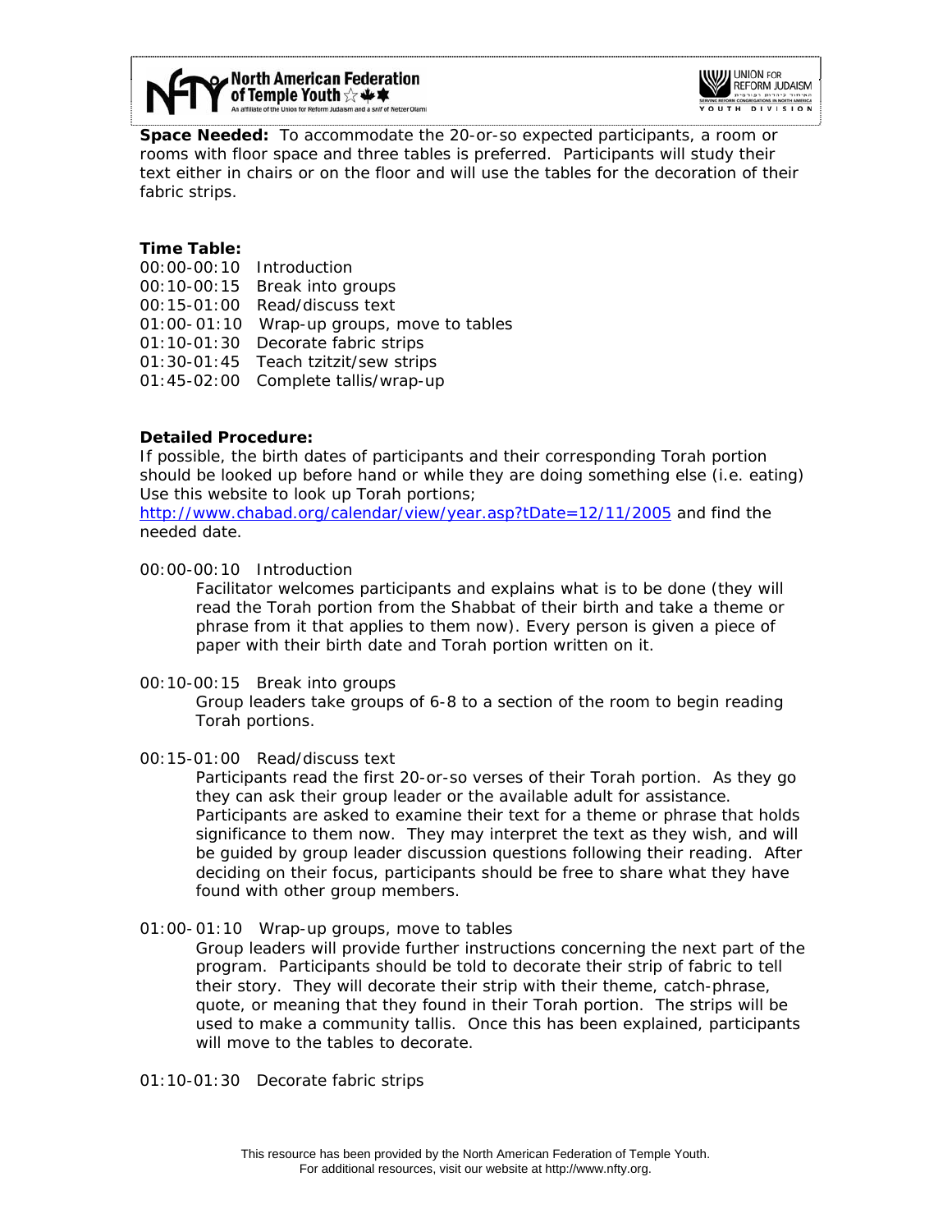**Space Needed:** To accommodate the 20-or-so expected participants, a room or rooms with floor space and three tables is preferred. Participants will study their text either in chairs or on the floor and will use the tables for the decoration of their fabric strips.

**Time Table:**

00:00-00:10 Introduction
00:10-00:15 Break into groups
00:15-01:00 Read/discuss text
01:00-01:10 Wrap-up groups, move to tables
01:10-01:30 Decorate fabric strips
01:30-01:45 Teach tzitzit/sew strips
01:45-02:00 Complete tallis/wrap-up

**Detailed Procedure:**

If possible, the birth dates of participants and their corresponding Torah portion should be looked up before hand or while they are doing something else (i.e. eating) Use this website to look up Torah portions; http://www.chabad.org/calendar/view/year.asp?tDate=12/11/2005 and find the needed date.

00:00-00:10 Introduction

> Facilitator welcomes participants and explains what is to be done (they will read the Torah portion from the Shabbat of their birth and take a theme or phrase from it that applies to them now). Every person is given a piece of paper with their birth date and Torah portion written on it.

00:10-00:15 Break into groups

> Group leaders take groups of 6-8 to a section of the room to begin reading Torah portions.

00:15-01:00 Read/discuss text

> Participants read the first 20-or-so verses of their Torah portion. As they go they can ask their group leader or the available adult for assistance. Participants are asked to examine their text for a theme or phrase that holds significance to them now. They may interpret the text as they wish, and will be guided by group leader discussion questions following their reading. After deciding on their focus, participants should be free to share what they have found with other group members.

01:00-01:10 Wrap-up groups, move to tables

> Group leaders will provide further instructions concerning the next part of the program. Participants should be told to decorate their strip of fabric to tell their story. They will decorate their strip with their theme, catch-phrase, quote, or meaning that they found in their Torah portion. The strips will be used to make a community tallis. Once this has been explained, participants will move to the tables to decorate.

01:10-01:30 Decorate fabric strips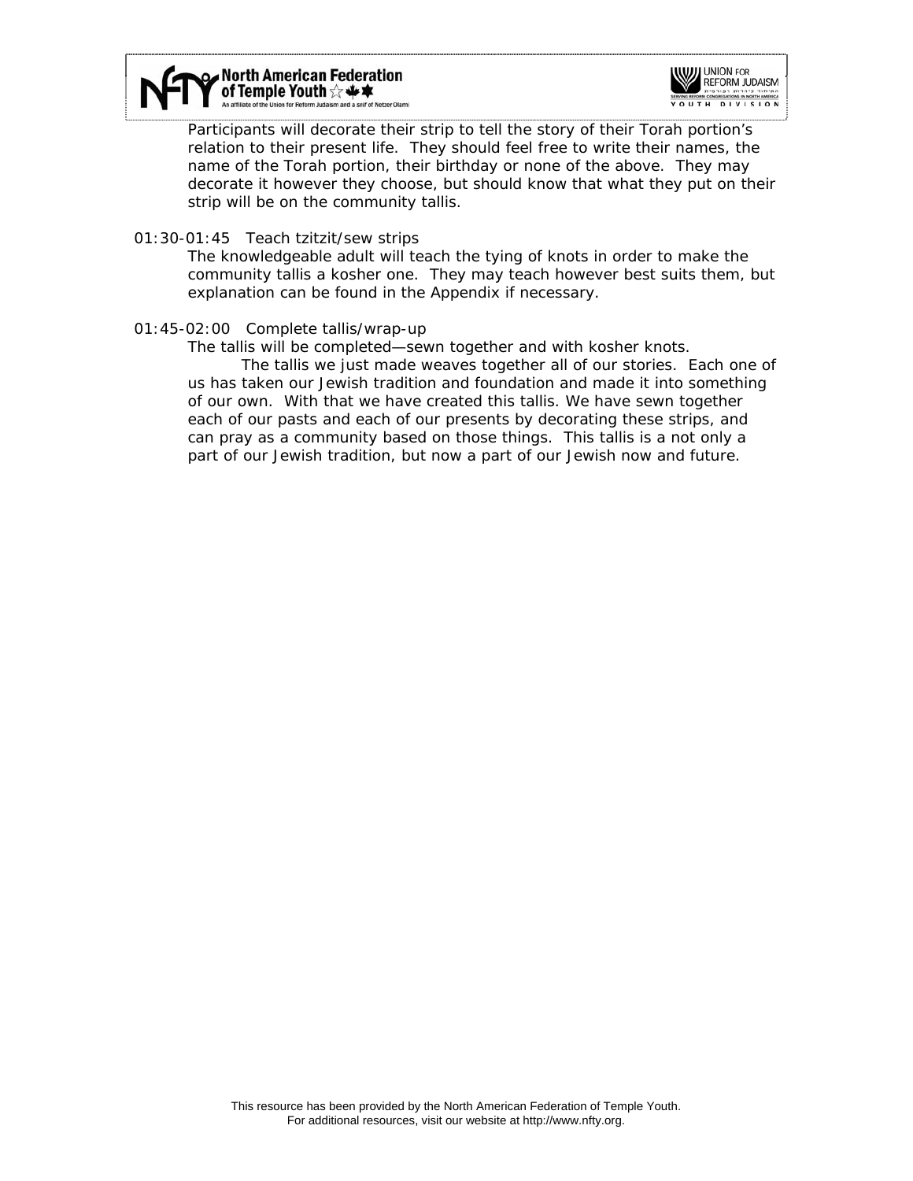Participants will decorate their strip to tell the story of their Torah portion's relation to their present life. They should feel free to write their names, the name of the Torah portion, their birthday or none of the above. They may decorate it however they choose, but should know that what they put on their strip will be on the community tallis.

01:30-01:45 Teach tzitzit/sew strips

The knowledgeable adult will teach the tying of knots in order to make the community tallis a kosher one. They may teach however best suits them, but explanation can be found in the Appendix if necessary.

01:45-02:00 Complete tallis/wrap-up

The tallis will be completed—sewn together and with kosher knots.

The tallis we just made weaves together all of our stories. Each one of us has taken our Jewish tradition and foundation and made it into something of our own. With that we have created this tallis. We have sewn together each of our pasts and each of our presents by decorating these strips, and can pray as a community based on those things. This tallis is a not only a part of our Jewish tradition, but now a part of our Jewish now and future.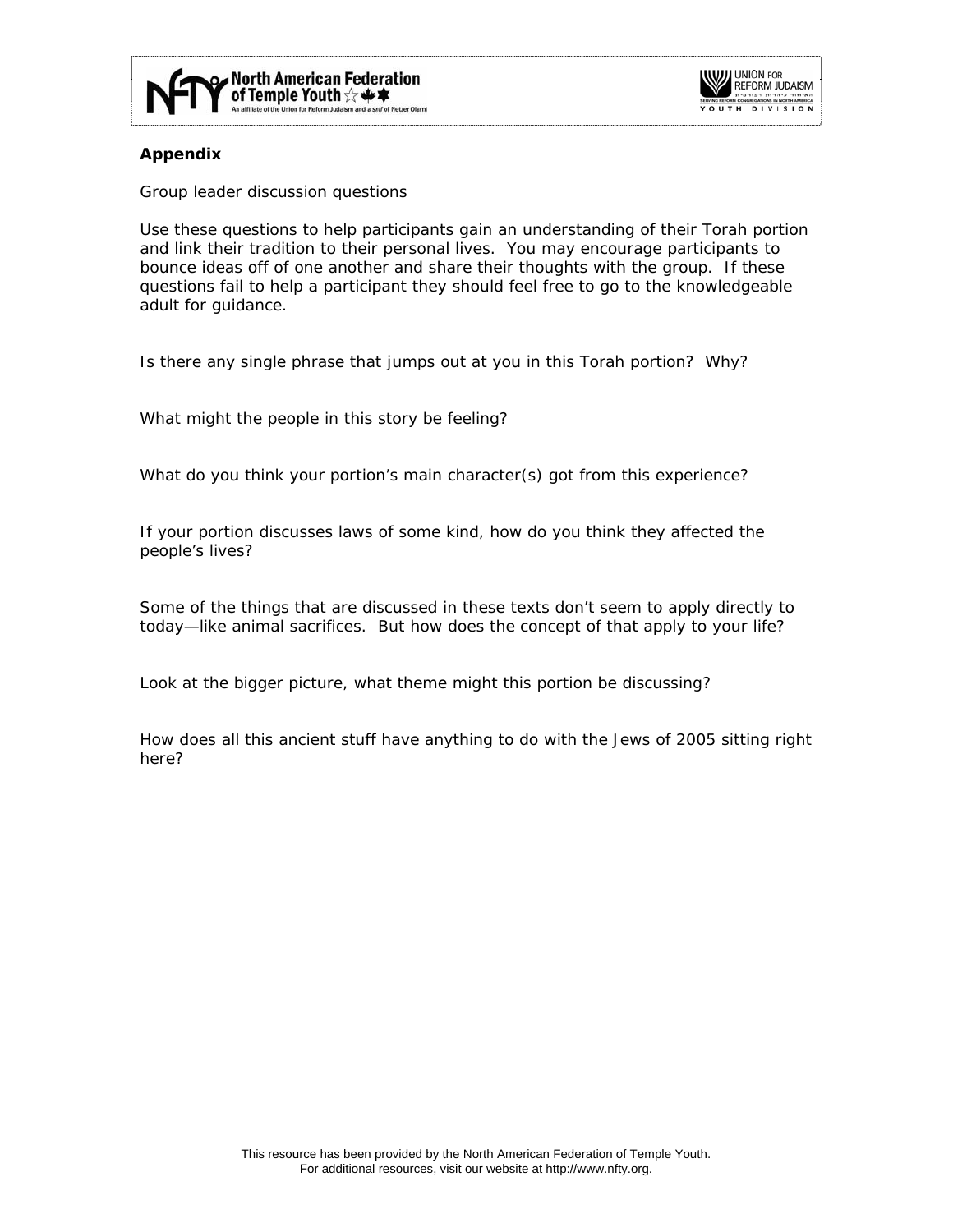**Appendix**

*Group leader discussion questions*

*Use these questions to help participants gain an understanding of their Torah portion and link their tradition to their personal lives. You may encourage participants to bounce ideas off of one another and share their thoughts with the group. If these questions fail to help a participant they should feel free to go to the knowledgeable adult for guidance.*

*Is there any single phrase that jumps out at you in this Torah portion? Why?*

*What might the people in this story be feeling?*

*What do you think your portion's main character(s) got from this experience?*

*If your portion discusses laws of some kind, how do you think they affected the people's lives?*

*Some of the things that are discussed in these texts don't seem to apply directly to today—like animal sacrifices. But how does the concept of that apply to your life?*

*Look at the bigger picture, what theme might this portion be discussing?*

*How does all this ancient stuff have anything to do with the Jews of 2005 sitting right here?*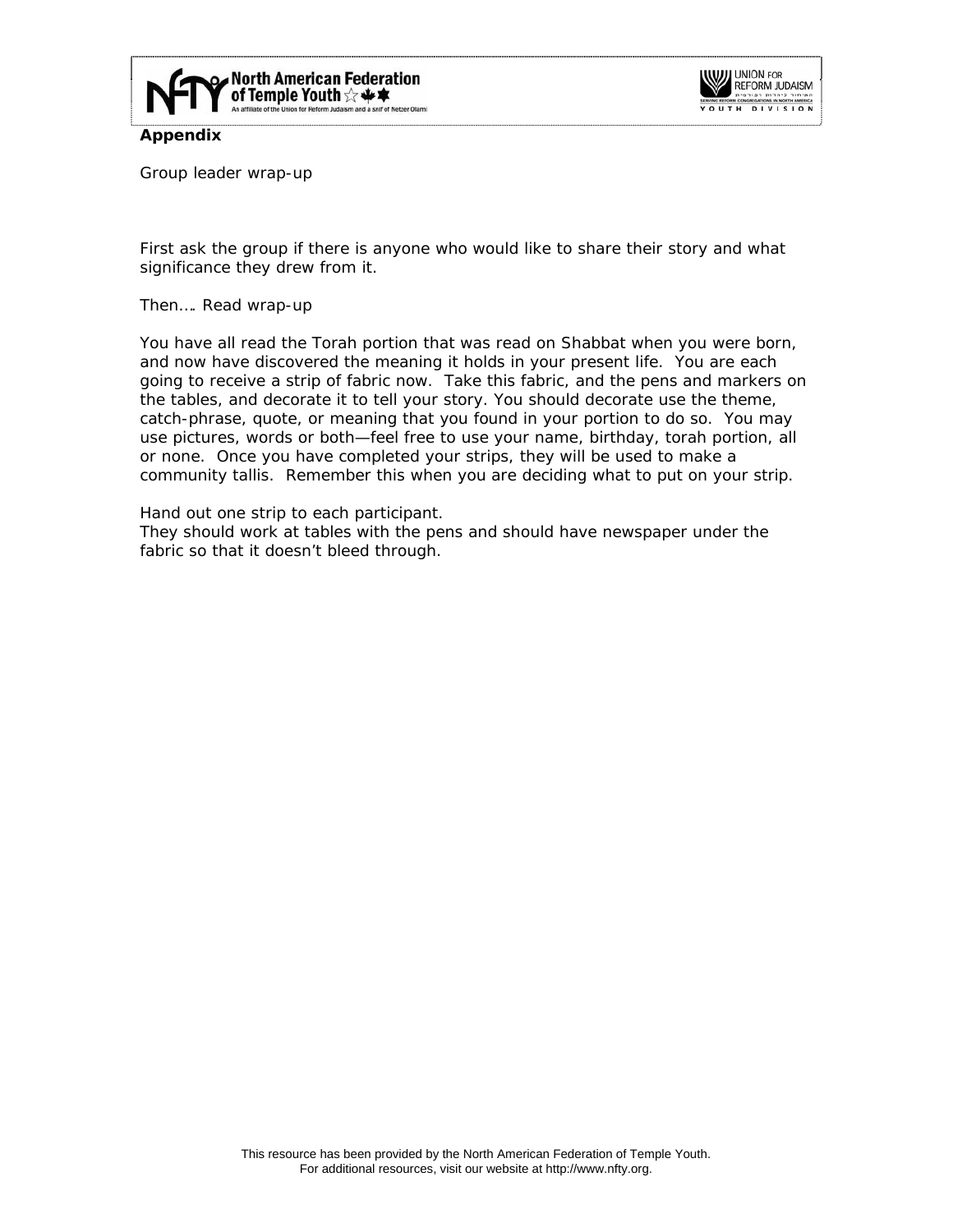**Appendix**

Group leader wrap-up

First ask the group if there is anyone who would like to share their story and what significance they drew from it.

Then…. Read wrap-up

You have all read the Torah portion that was read on Shabbat when you were born, and now have discovered the meaning it holds in your present life. You are each going to receive a strip of fabric now. Take this fabric, and the pens and markers on the tables, and decorate it to tell your story. You should decorate use the theme, catch-phrase, quote, or meaning that you found in your portion to do so. You may use pictures, words or both—feel free to use your name, birthday, torah portion, all or none. Once you have completed your strips, they will be used to make a community tallis. Remember this when you are deciding what to put on your strip.

Hand out one strip to each participant.
They should work at tables with the pens and should have newspaper under the fabric so that it doesn't bleed through.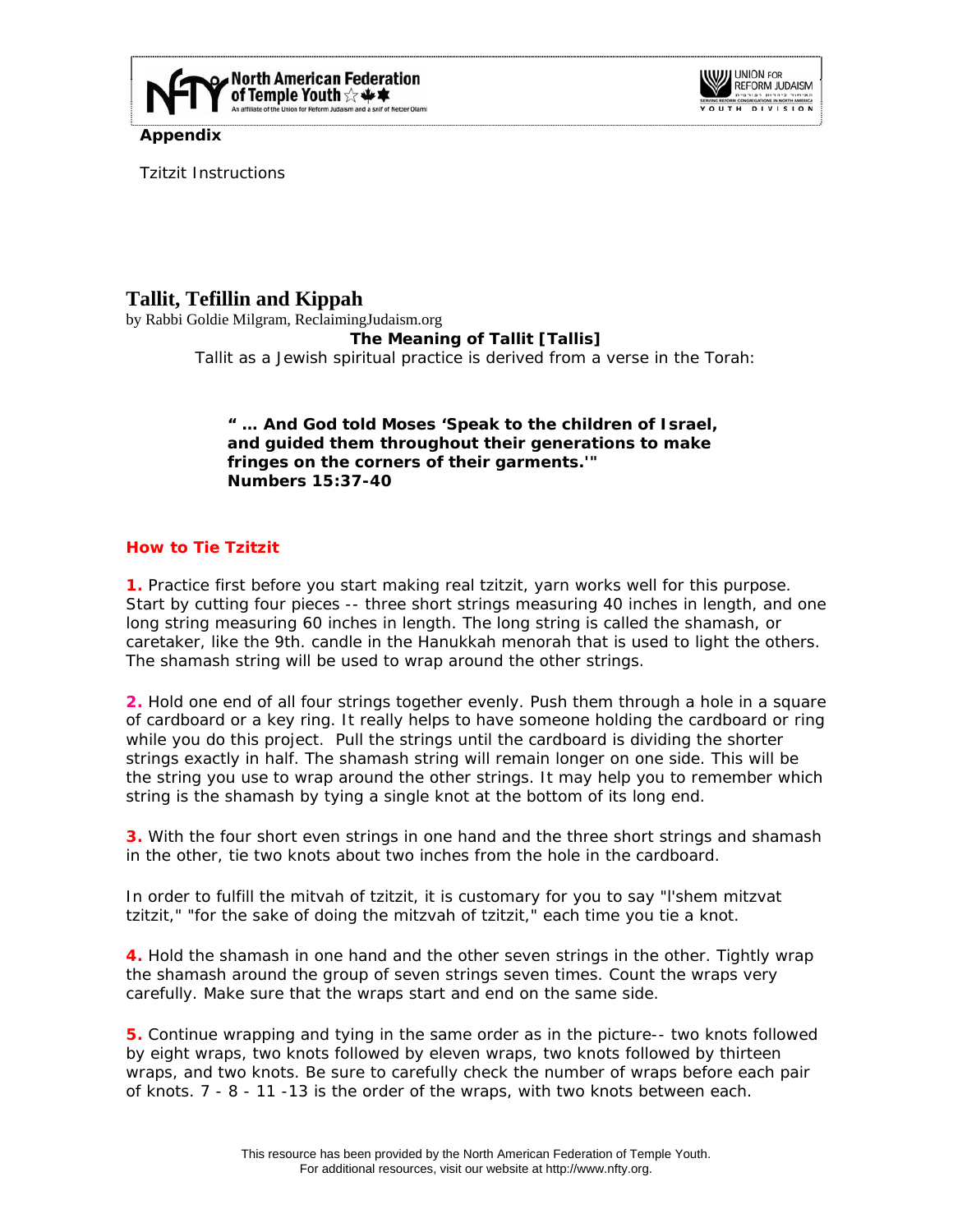**Appendix**

Tzitzit Instructions

# Tallit, Tefillin and Kippah

by Rabbi Goldie Milgram, ReclaimingJudaism.org

**The Meaning of Tallit [Tallis]**

Tallit as a Jewish spiritual practice is derived from a verse in the Torah:

> **" … And God told Moses 'Speak to the children of Israel, and guided them throughout their generations to make fringes on the corners of their garments.'"**
> **Numbers 15:37-40**

## How to Tie Tzitzit

**1.** Practice first before you start making real tzitzit, yarn works well for this purpose. Start by cutting four pieces -- three short strings measuring 40 inches in length, and one long string measuring 60 inches in length. The long string is called the shamash, or caretaker, like the 9th. candle in the Hanukkah menorah that is used to light the others. The shamash string will be used to wrap around the other strings.

**2.** Hold one end of all four strings together evenly. Push them through a hole in a square of cardboard or a key ring. It really helps to have someone holding the cardboard or ring while you do this project. Pull the strings until the cardboard is dividing the shorter strings exactly in half. The shamash string will remain longer on one side. This will be the string you use to wrap around the other strings. It may help you to remember which string is the shamash by tying a single knot at the bottom of its long end.

**3.** With the four short even strings in one hand and the three short strings and shamash in the other, tie two knots about two inches from the hole in the cardboard.

In order to fulfill the mitvah of tzitzit, it is customary for you to say "l'shem mitzvat tzitzit," "for the sake of doing the mitzvah of tzitzit," each time you tie a knot.

**4.** Hold the shamash in one hand and the other seven strings in the other. Tightly wrap the shamash around the group of seven strings seven times. Count the wraps very carefully. Make sure that the wraps start and end on the same side.

**5.** Continue wrapping and tying in the same order as in the picture-- two knots followed by eight wraps, two knots followed by eleven wraps, two knots followed by thirteen wraps, and two knots. Be sure to carefully check the number of wraps before each pair of knots. 7 - 8 - 11 -13 is the order of the wraps, with two knots between each.

This resource has been provided by the North American Federation of Temple Youth.
For additional resources, visit our website at http://www.nfty.org.